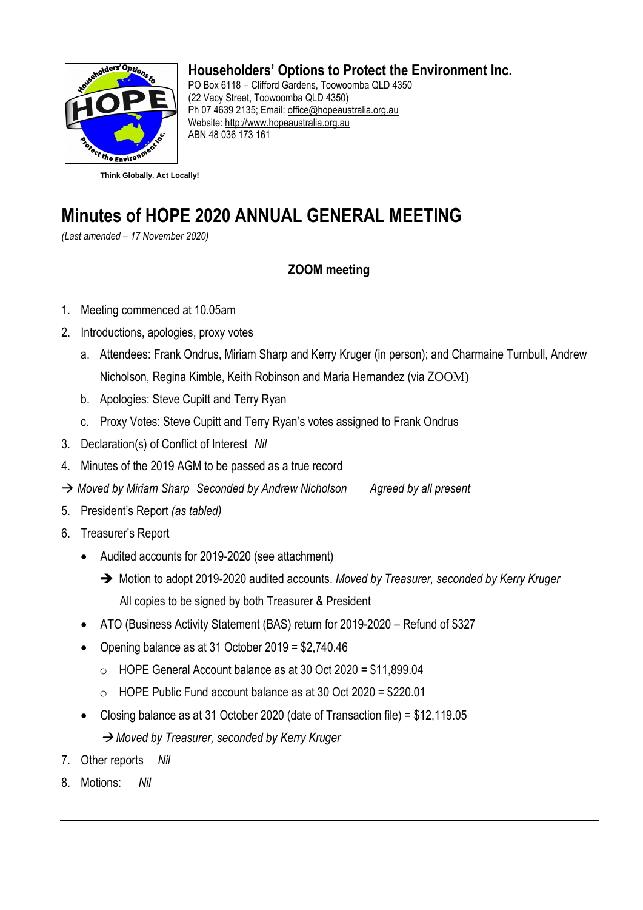**Householders' Options to Protect the Environment Inc.**
PO Box 6118 – Clifford Gardens, Toowoomba QLD 4350
(22 Vacy Street, Toowoomba QLD 4350)
Ph 07 4639 2135; Email: office@hopeaustralia.org.au
Website: http://www.hopeaustralia.org.au
ABN 48 036 173 161

**Think Globally. Act Locally!**

# Minutes of HOPE 2020 ANNUAL GENERAL MEETING

*(Last amended – 17 November 2020)*

**ZOOM meeting**

1. Meeting commenced at 10.05am
2. Introductions, apologies, proxy votes
   a. Attendees: Frank Ondrus, Miriam Sharp and Kerry Kruger (in person); and Charmaine Turnbull, Andrew Nicholson, Regina Kimble, Keith Robinson and Maria Hernandez (via ZOOM)
   b. Apologies: Steve Cupitt and Terry Ryan
   c. Proxy Votes: Steve Cupitt and Terry Ryan's votes assigned to Frank Ondrus
3. Declaration(s) of Conflict of Interest *Nil*
4. Minutes of the 2019 AGM to be passed as a true record

→ *Moved by Miriam Sharp Seconded by Andrew Nicholson Agreed by all present*

5. President's Report *(as tabled)*
6. Treasurer's Report
   - Audited accounts for 2019-2020 (see attachment)
     ➔ Motion to adopt 2019-2020 audited accounts. *Moved by Treasurer, seconded by Kerry Kruger*
     All copies to be signed by both Treasurer & President
   - ATO (Business Activity Statement (BAS) return for 2019-2020 – Refund of $327
   - Opening balance as at 31 October 2019 = $2,740.46
     - HOPE General Account balance as at 30 Oct 2020 = $11,899.04
     - HOPE Public Fund account balance as at 30 Oct 2020 = $220.01
   - Closing balance as at 31 October 2020 (date of Transaction file) = $12,119.05
     → *Moved by Treasurer, seconded by Kerry Kruger*
7. Other reports *Nil*
8. Motions: *Nil*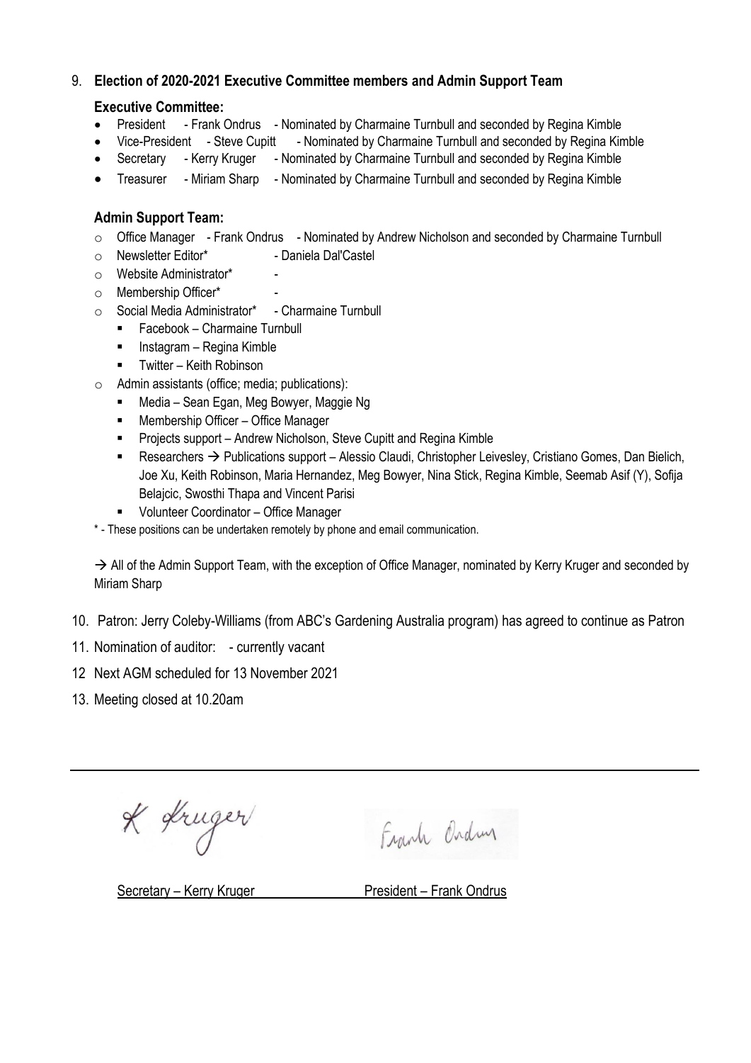9. **Election of 2020-2021 Executive Committee members and Admin Support Team**

   **Executive Committee:**
   - President - Frank Ondrus - Nominated by Charmaine Turnbull and seconded by Regina Kimble
   - Vice-President - Steve Cupitt - Nominated by Charmaine Turnbull and seconded by Regina Kimble
   - Secretary - Kerry Kruger - Nominated by Charmaine Turnbull and seconded by Regina Kimble
   - Treasurer - Miriam Sharp - Nominated by Charmaine Turnbull and seconded by Regina Kimble

   **Admin Support Team:**
   - Office Manager - Frank Ondrus - Nominated by Andrew Nicholson and seconded by Charmaine Turnbull
   - Newsletter Editor* - Daniela Dal'Castel
   - Website Administrator* -
   - Membership Officer* -
   - Social Media Administrator* - Charmaine Turnbull
     - Facebook – Charmaine Turnbull
     - Instagram – Regina Kimble
     - Twitter – Keith Robinson
   - Admin assistants (office; media; publications):
     - Media – Sean Egan, Meg Bowyer, Maggie Ng
     - Membership Officer – Office Manager
     - Projects support – Andrew Nicholson, Steve Cupitt and Regina Kimble
     - Researchers → Publications support – Alessio Claudi, Christopher Leivesley, Cristiano Gomes, Dan Bielich, Joe Xu, Keith Robinson, Maria Hernandez, Meg Bowyer, Nina Stick, Regina Kimble, Seemab Asif (Y), Sofija Belajcic, Swosthi Thapa and Vincent Parisi
     - Volunteer Coordinator – Office Manager

   \* - These positions can be undertaken remotely by phone and email communication.

   → All of the Admin Support Team, with the exception of Office Manager, nominated by Kerry Kruger and seconded by Miriam Sharp

10. Patron: Jerry Coleby-Williams (from ABC's Gardening Australia program) has agreed to continue as Patron
11. Nomination of auditor: - currently vacant
12. Next AGM scheduled for 13 November 2021
13. Meeting closed at 10.20am

---

K Kruger

Secretary – Kerry Kruger

Frank Ondrus

President – Frank Ondrus